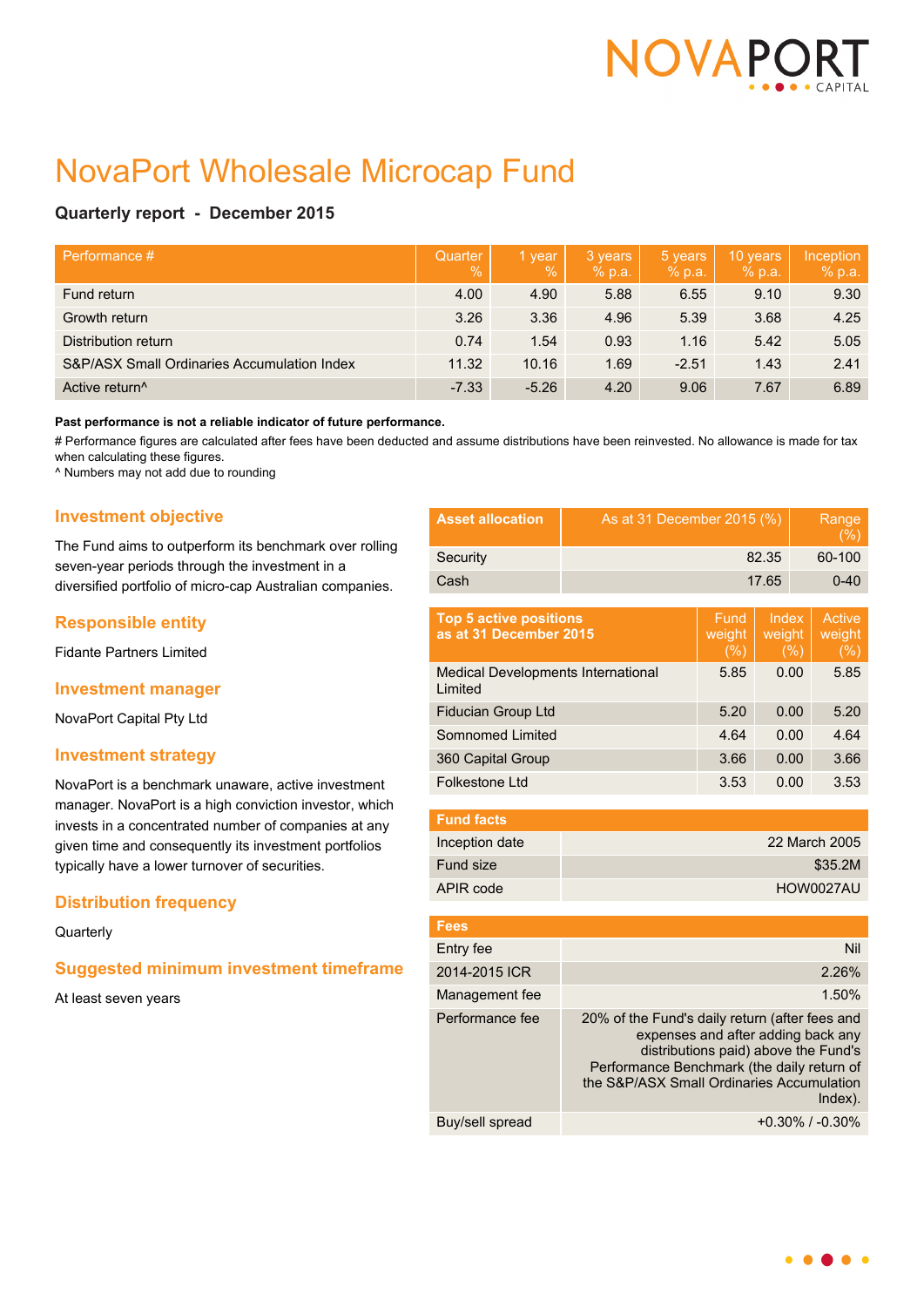# NovaPort Wholesale Microcap Fund

**Quarterly report - December 2015**

| Performance # | Quarter % | 1 year % | 3 years % p.a. | 5 years % p.a. | 10 years % p.a. | Inception % p.a. |
|---|---|---|---|---|---|---|
| Fund return | 4.00 | 4.90 | 5.88 | 6.55 | 9.10 | 9.30 |
| Growth return | 3.26 | 3.36 | 4.96 | 5.39 | 3.68 | 4.25 |
| Distribution return | 0.74 | 1.54 | 0.93 | 1.16 | 5.42 | 5.05 |
| S&P/ASX Small Ordinaries Accumulation Index | 11.32 | 10.16 | 1.69 | -2.51 | 1.43 | 2.41 |
| Active return^ | -7.33 | -5.26 | 4.20 | 9.06 | 7.67 | 6.89 |

**Past performance is not a reliable indicator of future performance.**

# Performance figures are calculated after fees have been deducted and assume distributions have been reinvested. No allowance is made for tax when calculating these figures.

^ Numbers may not add due to rounding

## Investment objective

The Fund aims to outperform its benchmark over rolling seven-year periods through the investment in a diversified portfolio of micro-cap Australian companies.

## Responsible entity

Fidante Partners Limited

## Investment manager

NovaPort Capital Pty Ltd

## Investment strategy

NovaPort is a benchmark unaware, active investment manager. NovaPort is a high conviction investor, which invests in a concentrated number of companies at any given time and consequently its investment portfolios typically have a lower turnover of securities.

## Distribution frequency

Quarterly

## Suggested minimum investment timeframe

At least seven years

| Asset allocation | As at 31 December 2015 (%) | Range (%) |
|---|---|---|
| Security | 82.35 | 60-100 |
| Cash | 17.65 | 0-40 |

| Top 5 active positions as at 31 December 2015 | Fund weight (%) | Index weight (%) | Active weight (%) |
|---|---|---|---|
| Medical Developments International Limited | 5.85 | 0.00 | 5.85 |
| Fiducian Group Ltd | 5.20 | 0.00 | 5.20 |
| Somnomed Limited | 4.64 | 0.00 | 4.64 |
| 360 Capital Group | 3.66 | 0.00 | 3.66 |
| Folkestone Ltd | 3.53 | 0.00 | 3.53 |

| Fund facts | |
|---|---|
| Inception date | 22 March 2005 |
| Fund size | $35.2M |
| APIR code | HOW0027AU |

| Fees | |
|---|---|
| Entry fee | Nil |
| 2014-2015 ICR | 2.26% |
| Management fee | 1.50% |
| Performance fee | 20% of the Fund's daily return (after fees and expenses and after adding back any distributions paid) above the Fund's Performance Benchmark (the daily return of the S&P/ASX Small Ordinaries Accumulation Index). |
| Buy/sell spread | +0.30% / -0.30% |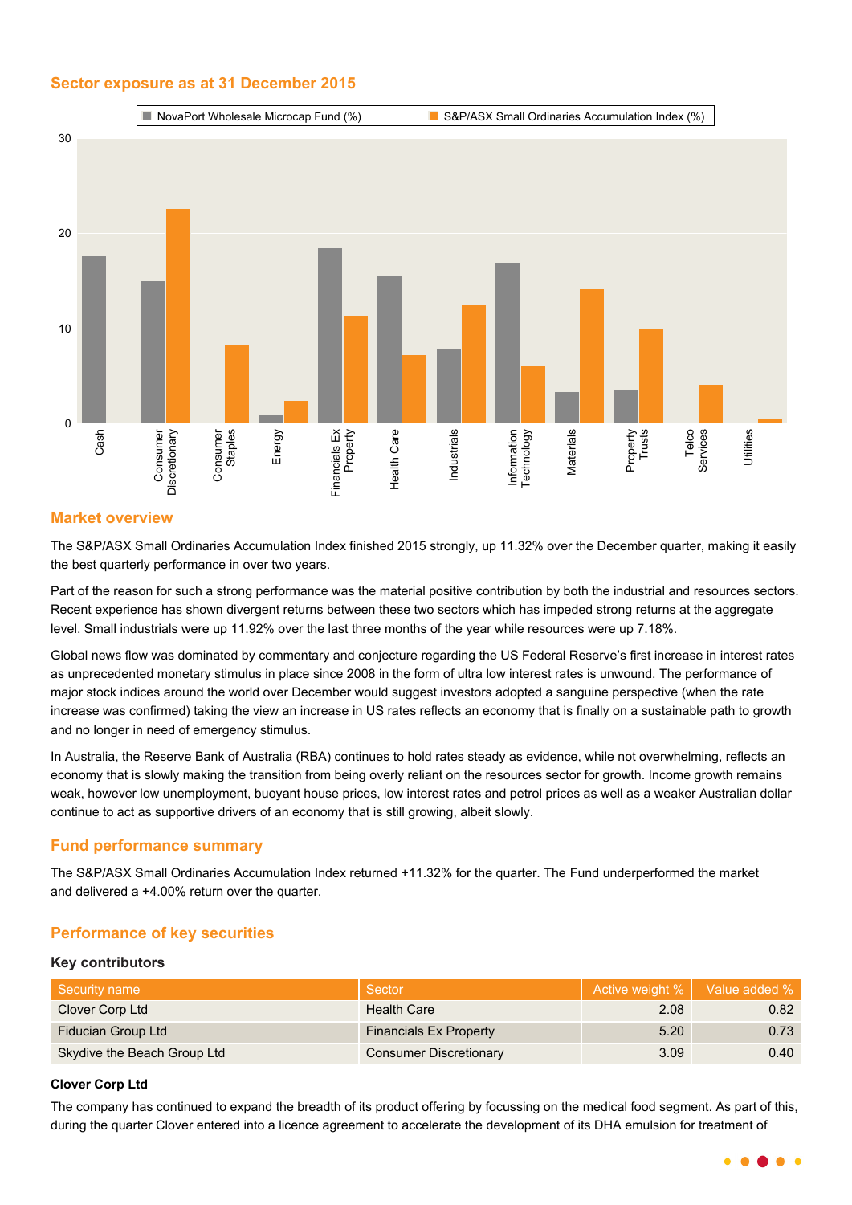## Sector exposure as at 31 December 2015

## Market overview

The S&P/ASX Small Ordinaries Accumulation Index finished 2015 strongly, up 11.32% over the December quarter, making it easily the best quarterly performance in over two years.

Part of the reason for such a strong performance was the material positive contribution by both the industrial and resources sectors. Recent experience has shown divergent returns between these two sectors which has impeded strong returns at the aggregate level. Small industrials were up 11.92% over the last three months of the year while resources were up 7.18%.

Global news flow was dominated by commentary and conjecture regarding the US Federal Reserve's first increase in interest rates as unprecedented monetary stimulus in place since 2008 in the form of ultra low interest rates is unwound. The performance of major stock indices around the world over December would suggest investors adopted a sanguine perspective (when the rate increase was confirmed) taking the view an increase in US rates reflects an economy that is finally on a sustainable path to growth and no longer in need of emergency stimulus.

In Australia, the Reserve Bank of Australia (RBA) continues to hold rates steady as evidence, while not overwhelming, reflects an economy that is slowly making the transition from being overly reliant on the resources sector for growth. Income growth remains weak, however low unemployment, buoyant house prices, low interest rates and petrol prices as well as a weaker Australian dollar continue to act as supportive drivers of an economy that is still growing, albeit slowly.

## Fund performance summary

The S&P/ASX Small Ordinaries Accumulation Index returned +11.32% for the quarter. The Fund underperformed the market and delivered a +4.00% return over the quarter.

## Performance of key securities

### Key contributors

| Security name | Sector | Active weight % | Value added % |
|---|---|---|---|
| Clover Corp Ltd | Health Care | 2.08 | 0.82 |
| Fiducian Group Ltd | Financials Ex Property | 5.20 | 0.73 |
| Skydive the Beach Group Ltd | Consumer Discretionary | 3.09 | 0.40 |

**Clover Corp Ltd**

The company has continued to expand the breadth of its product offering by focussing on the medical food segment. As part of this, during the quarter Clover entered into a licence agreement to accelerate the development of its DHA emulsion for treatment of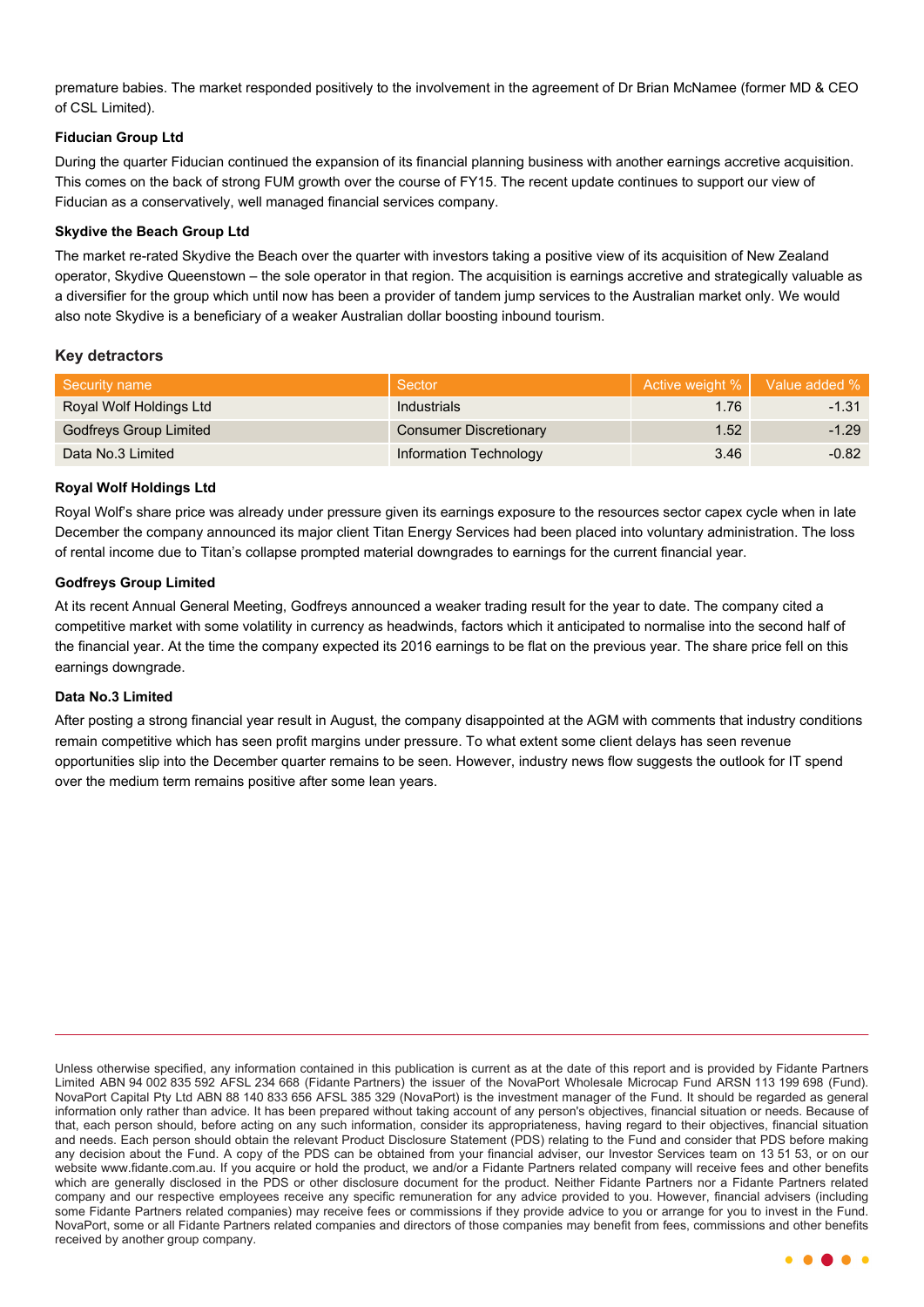premature babies. The market responded positively to the involvement in the agreement of Dr Brian McNamee (former MD & CEO of CSL Limited).

**Fiducian Group Ltd**

During the quarter Fiducian continued the expansion of its financial planning business with another earnings accretive acquisition. This comes on the back of strong FUM growth over the course of FY15. The recent update continues to support our view of Fiducian as a conservatively, well managed financial services company.

**Skydive the Beach Group Ltd**

The market re-rated Skydive the Beach over the quarter with investors taking a positive view of its acquisition of New Zealand operator, Skydive Queenstown – the sole operator in that region. The acquisition is earnings accretive and strategically valuable as a diversifier for the group which until now has been a provider of tandem jump services to the Australian market only. We would also note Skydive is a beneficiary of a weaker Australian dollar boosting inbound tourism.

### Key detractors

| Security name | Sector | Active weight % | Value added % |
|---|---|---|---|
| Royal Wolf Holdings Ltd | Industrials | 1.76 | -1.31 |
| Godfreys Group Limited | Consumer Discretionary | 1.52 | -1.29 |
| Data No.3 Limited | Information Technology | 3.46 | -0.82 |

**Royal Wolf Holdings Ltd**

Royal Wolf's share price was already under pressure given its earnings exposure to the resources sector capex cycle when in late December the company announced its major client Titan Energy Services had been placed into voluntary administration. The loss of rental income due to Titan's collapse prompted material downgrades to earnings for the current financial year.

**Godfreys Group Limited**

At its recent Annual General Meeting, Godfreys announced a weaker trading result for the year to date. The company cited a competitive market with some volatility in currency as headwinds, factors which it anticipated to normalise into the second half of the financial year. At the time the company expected its 2016 earnings to be flat on the previous year. The share price fell on this earnings downgrade.

**Data No.3 Limited**

After posting a strong financial year result in August, the company disappointed at the AGM with comments that industry conditions remain competitive which has seen profit margins under pressure. To what extent some client delays has seen revenue opportunities slip into the December quarter remains to be seen. However, industry news flow suggests the outlook for IT spend over the medium term remains positive after some lean years.

---

Unless otherwise specified, any information contained in this publication is current as at the date of this report and is provided by Fidante Partners Limited ABN 94 002 835 592 AFSL 234 668 (Fidante Partners) the issuer of the NovaPort Wholesale Microcap Fund ARSN 113 199 698 (Fund). NovaPort Capital Pty Ltd ABN 88 140 833 656 AFSL 385 329 (NovaPort) is the investment manager of the Fund. It should be regarded as general information only rather than advice. It has been prepared without taking account of any person's objectives, financial situation or needs. Because of that, each person should, before acting on any such information, consider its appropriateness, having regard to their objectives, financial situation and needs. Each person should obtain the relevant Product Disclosure Statement (PDS) relating to the Fund and consider that PDS before making any decision about the Fund. A copy of the PDS can be obtained from your financial adviser, our Investor Services team on 13 51 53, or on our website www.fidante.com.au. If you acquire or hold the product, we and/or a Fidante Partners related company will receive fees and other benefits which are generally disclosed in the PDS or other disclosure document for the product. Neither Fidante Partners nor a Fidante Partners related company and our respective employees receive any specific remuneration for any advice provided to you. However, financial advisers (including some Fidante Partners related companies) may receive fees or commissions if they provide advice to you or arrange for you to invest in the Fund. NovaPort, some or all Fidante Partners related companies and directors of those companies may benefit from fees, commissions and other benefits received by another group company.